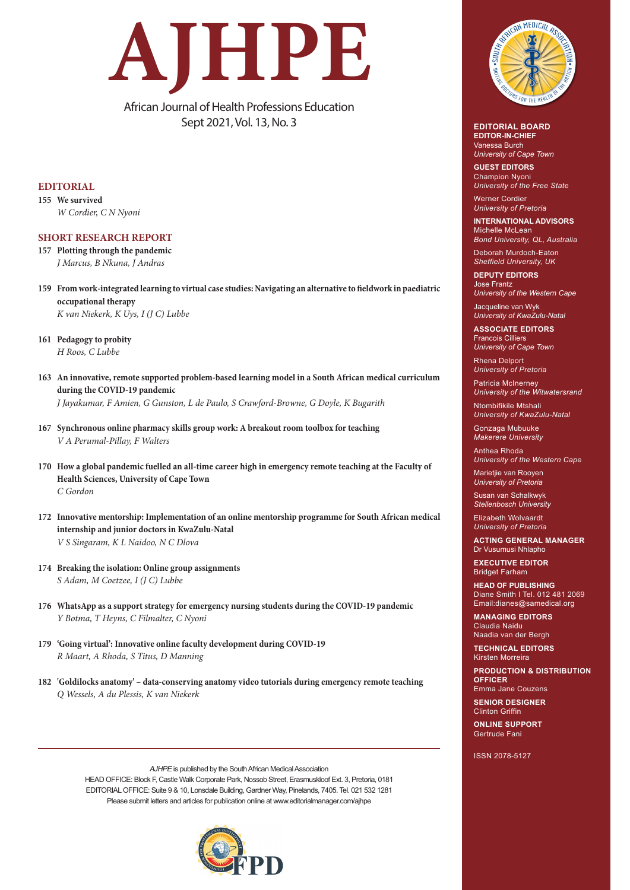# AJHPE

African Journal of Health Professions Education
Sept 2021, Vol. 13, No. 3

## EDITORIAL

155 **We survived**
*W Cordier, C N Nyoni*

## SHORT RESEARCH REPORT

157 **Plotting through the pandemic**
*J Marcus, B Nkuna, J Andras*

159 **From work-integrated learning to virtual case studies: Navigating an alternative to fieldwork in paediatric occupational therapy**
*K van Niekerk, K Uys, I (J C) Lubbe*

161 **Pedagogy to probity**
*H Roos, C Lubbe*

163 **An innovative, remote supported problem-based learning model in a South African medical curriculum during the COVID-19 pandemic**
*J Jayakumar, F Amien, G Gunston, L de Paulo, S Crawford-Browne, G Doyle, K Bugarith*

167 **Synchronous online pharmacy skills group work: A breakout room toolbox for teaching**
*V A Perumal-Pillay, F Walters*

170 **How a global pandemic fuelled an all-time career high in emergency remote teaching at the Faculty of Health Sciences, University of Cape Town**
*C Gordon*

172 **Innovative mentorship: Implementation of an online mentorship programme for South African medical internship and junior doctors in KwaZulu-Natal**
*V S Singaram, K L Naidoo, N C Dlova*

174 **Breaking the isolation: Online group assignments**
*S Adam, M Coetzee, I (J C) Lubbe*

176 **WhatsApp as a support strategy for emergency nursing students during the COVID-19 pandemic**
*Y Botma, T Heyns, C Filmalter, C Nyoni*

179 **'Going virtual': Innovative online faculty development during COVID-19**
*R Maart, A Rhoda, S Titus, D Manning*

182 **'Goldilocks anatomy' – data-conserving anatomy video tutorials during emergency remote teaching**
*Q Wessels, A du Plessis, K van Niekerk*

---

*AJHPE* is published by the South African Medical Association
HEAD OFFICE: Block F, Castle Walk Corporate Park, Nossob Street, Erasmuskloof Ext. 3, Pretoria, 0181
EDITORIAL OFFICE: Suite 9 & 10, Lonsdale Building, Gardner Way, Pinelands, 7405. Tel. 021 532 1281
Please submit letters and articles for publication online at www.editorialmanager.com/ajhpe

FPD

---

**EDITORIAL BOARD**

**EDITOR-IN-CHIEF**
Vanessa Burch
*University of Cape Town*

**GUEST EDITORS**
Champion Nyoni
*University of the Free State*

Werner Cordier
*University of Pretoria*

**INTERNATIONAL ADVISORS**
Michelle McLean
*Bond University, QL, Australia*

Deborah Murdoch-Eaton
*Sheffield University, UK*

**DEPUTY EDITORS**
Jose Frantz
*University of the Western Cape*

Jacqueline van Wyk
*University of KwaZulu-Natal*

**ASSOCIATE EDITORS**
Francois Cilliers
*University of Cape Town*

Rhena Delport
*University of Pretoria*

Patricia McInerney
*University of the Witwatersrand*

Ntombifikile Mtshali
*University of KwaZulu-Natal*

Gonzaga Mubuuke
*Makerere University*

Anthea Rhoda
*University of the Western Cape*

Marietjie van Rooyen
*University of Pretoria*

Susan van Schalkwyk
*Stellenbosch University*

Elizabeth Wolvaardt
*University of Pretoria*

**ACTING GENERAL MANAGER**
Dr Vusumusi Nhlapho

**EXECUTIVE EDITOR**
Bridget Farham

**HEAD OF PUBLISHING**
Diane Smith I Tel. 012 481 2069
Email:dianes@samedical.org

**MANAGING EDITORS**
Claudia Naidu
Naadia van der Bergh

**TECHNICAL EDITORS**
Kirsten Morreira

**PRODUCTION & DISTRIBUTION OFFICER**
Emma Jane Couzens

**SENIOR DESIGNER**
Clinton Griffin

**ONLINE SUPPORT**
Gertrude Fani

ISSN 2078-5127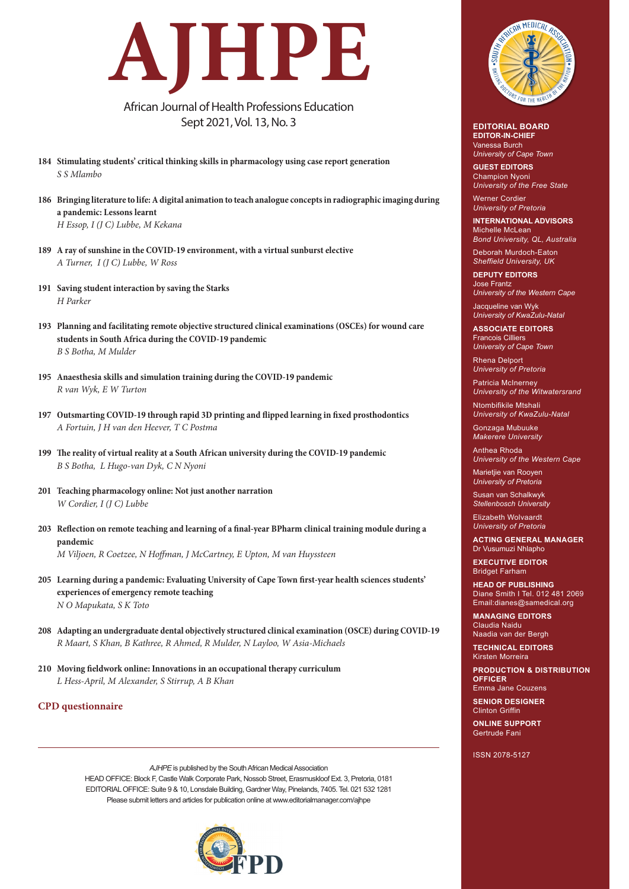# AJHPE

African Journal of Health Professions Education
Sept 2021, Vol. 13, No. 3

184 **Stimulating students' critical thinking skills in pharmacology using case report generation**
*S S Mlambo*

186 **Bringing literature to life: A digital animation to teach analogue concepts in radiographic imaging during a pandemic: Lessons learnt**
*H Essop, I (J C) Lubbe, M Kekana*

189 **A ray of sunshine in the COVID-19 environment, with a virtual sunburst elective**
*A Turner, I (J C) Lubbe, W Ross*

191 **Saving student interaction by saving the Starks**
*H Parker*

193 **Planning and facilitating remote objective structured clinical examinations (OSCEs) for wound care students in South Africa during the COVID-19 pandemic**
*B S Botha, M Mulder*

195 **Anaesthesia skills and simulation training during the COVID-19 pandemic**
*R van Wyk, E W Turton*

197 **Outsmarting COVID-19 through rapid 3D printing and flipped learning in fixed prosthodontics**
*A Fortuin, J H van den Heever, T C Postma*

199 **The reality of virtual reality at a South African university during the COVID-19 pandemic**
*B S Botha, L Hugo-van Dyk, C N Nyoni*

201 **Teaching pharmacology online: Not just another narration**
*W Cordier, I (J C) Lubbe*

203 **Reflection on remote teaching and learning of a final-year BPharm clinical training module during a pandemic**
*M Viljoen, R Coetzee, N Hoffman, J McCartney, E Upton, M van Huyssteen*

205 **Learning during a pandemic: Evaluating University of Cape Town first-year health sciences students' experiences of emergency remote teaching**
*N O Mapukata, S K Toto*

208 **Adapting an undergraduate dental objectively structured clinical examination (OSCE) during COVID-19**
*R Maart, S Khan, B Kathree, R Ahmed, R Mulder, N Layloo, W Asia-Michaels*

210 **Moving fieldwork online: Innovations in an occupational therapy curriculum**
*L Hess-April, M Alexander, S Stirrup, A B Khan*

## CPD questionnaire

*AJHPE* is published by the South African Medical Association
HEAD OFFICE: Block F, Castle Walk Corporate Park, Nossob Street, Erasmuskloof Ext. 3, Pretoria, 0181
EDITORIAL OFFICE: Suite 9 & 10, Lonsdale Building, Gardner Way, Pinelands, 7405. Tel. 021 532 1281
Please submit letters and articles for publication online at www.editorialmanager.com/ajhpe

FPD

**EDITORIAL BOARD**

**EDITOR-IN-CHIEF**
Vanessa Burch
*University of Cape Town*

**GUEST EDITORS**
Champion Nyoni
*University of the Free State*

Werner Cordier
*University of Pretoria*

**INTERNATIONAL ADVISORS**
Michelle McLean
*Bond University, QL, Australia*

Deborah Murdoch-Eaton
*Sheffield University, UK*

**DEPUTY EDITORS**
Jose Frantz
*University of the Western Cape*

Jacqueline van Wyk
*University of KwaZulu-Natal*

**ASSOCIATE EDITORS**
Francois Cilliers
*University of Cape Town*

Rhena Delport
*University of Pretoria*

Patricia McInerney
*University of the Witwatersrand*

Ntombifikile Mtshali
*University of KwaZulu-Natal*

Gonzaga Mubuuke
*Makerere University*

Anthea Rhoda
*University of the Western Cape*

Marietjie van Rooyen
*University of Pretoria*

Susan van Schalkwyk
*Stellenbosch University*

Elizabeth Wolvaardt
*University of Pretoria*

**ACTING GENERAL MANAGER**
Dr Vusumuzi Nhlapho

**EXECUTIVE EDITOR**
Bridget Farham

**HEAD OF PUBLISHING**
Diane Smith I Tel. 012 481 2069
Email:dianes@samedical.org

**MANAGING EDITORS**
Claudia Naidu
Naadia van der Bergh

**TECHNICAL EDITORS**
Kirsten Morreira

**PRODUCTION & DISTRIBUTION OFFICER**
Emma Jane Couzens

**SENIOR DESIGNER**
Clinton Griffin

**ONLINE SUPPORT**
Gertrude Fani

ISSN 2078-5127